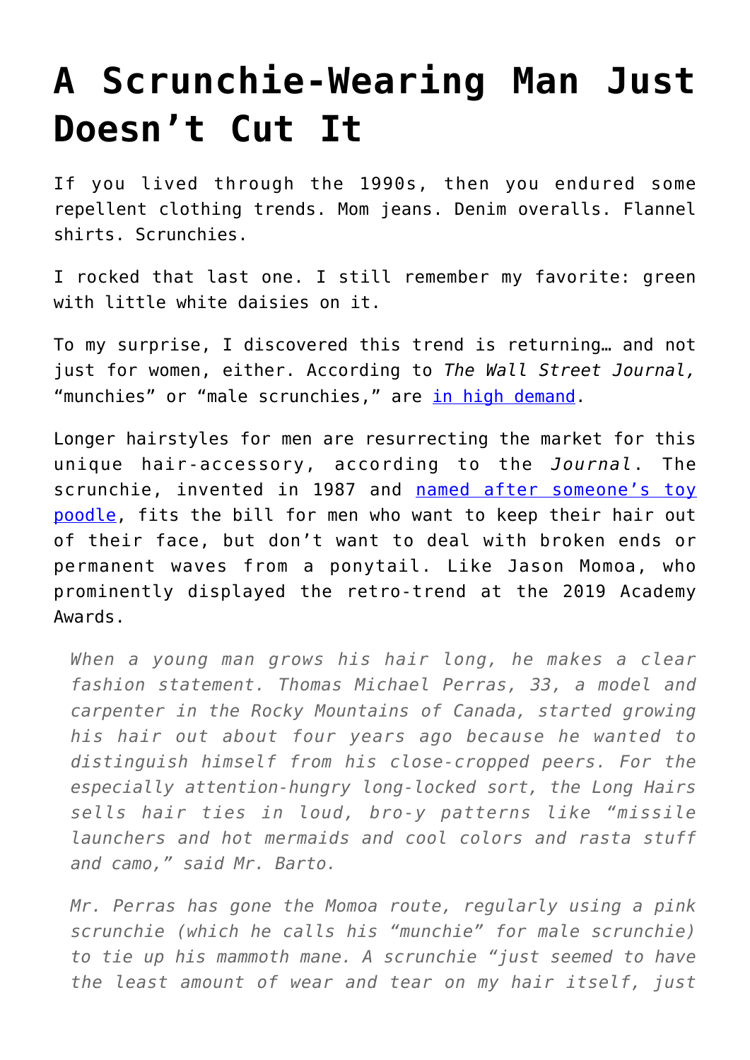# A Scrunchie-Wearing Man Just Doesn't Cut It

If you lived through the 1990s, then you endured some repellent clothing trends. Mom jeans. Denim overalls. Flannel shirts. Scrunchies.

I rocked that last one. I still remember my favorite: green with little white daisies on it.

To my surprise, I discovered this trend is returning… and not just for women, either. According to *The Wall Street Journal,* "munchies" or "male scrunchies," are [in high demand](#).

Longer hairstyles for men are resurrecting the market for this unique hair-accessory, according to the *Journal*. The scrunchie, invented in 1987 and [named after someone's toy poodle](#), fits the bill for men who want to keep their hair out of their face, but don't want to deal with broken ends or permanent waves from a ponytail. Like Jason Momoa, who prominently displayed the retro-trend at the 2019 Academy Awards.

> *When a young man grows his hair long, he makes a clear fashion statement. Thomas Michael Perras, 33, a model and carpenter in the Rocky Mountains of Canada, started growing his hair out about four years ago because he wanted to distinguish himself from his close-cropped peers. For the especially attention-hungry long-locked sort, the Long Hairs sells hair ties in loud, bro-y patterns like "missile launchers and hot mermaids and cool colors and rasta stuff and camo," said Mr. Barto.*
>
> *Mr. Perras has gone the Momoa route, regularly using a pink scrunchie (which he calls his "munchie" for male scrunchie) to tie up his mammoth mane. A scrunchie "just seemed to have the least amount of wear and tear on my hair itself, just*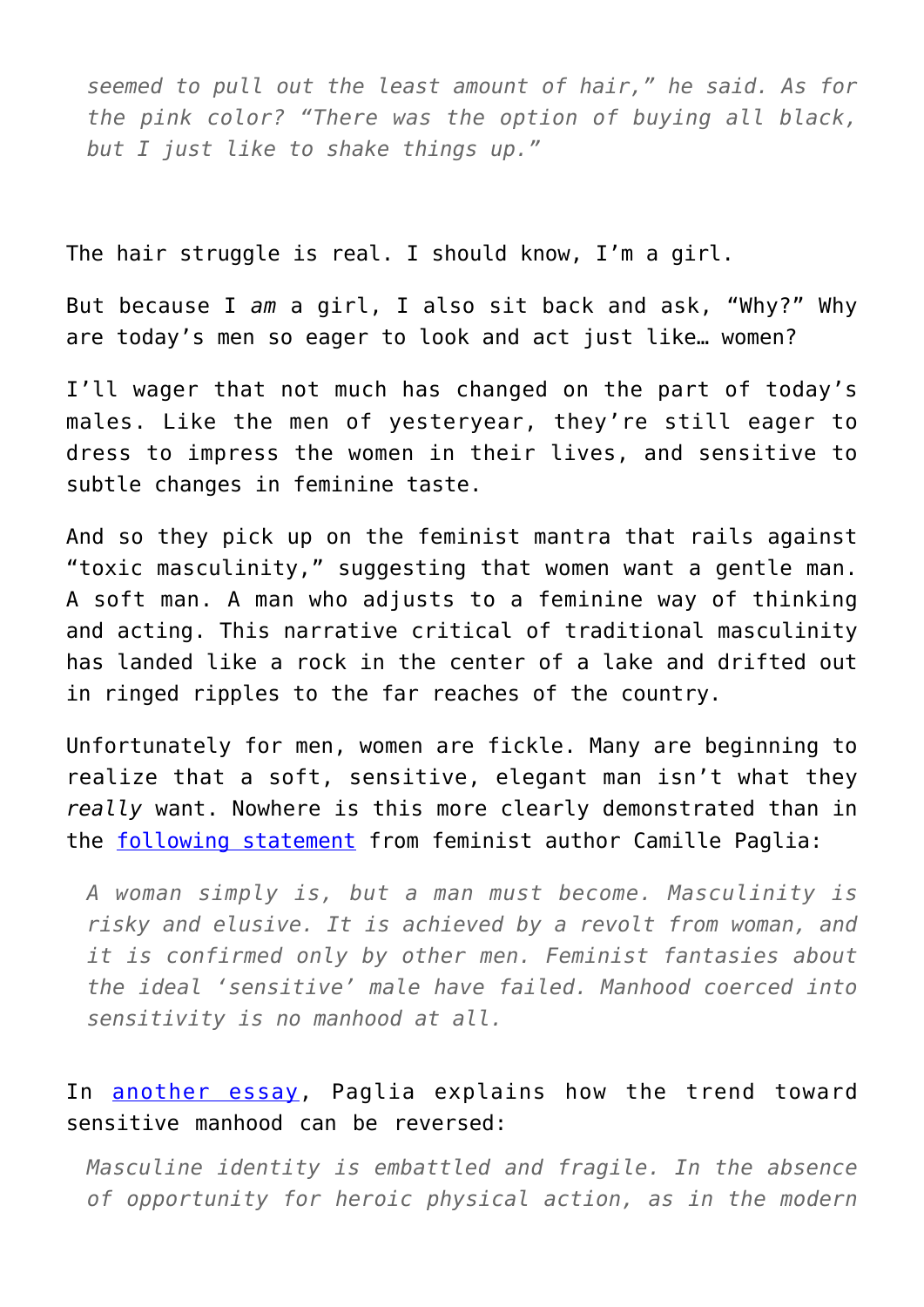> *seemed to pull out the least amount of hair," he said. As for the pink color? "There was the option of buying all black, but I just like to shake things up."*

The hair struggle is real. I should know, I'm a girl.

But because I *am* a girl, I also sit back and ask, "Why?" Why are today's men so eager to look and act just like… women?

I'll wager that not much has changed on the part of today's males. Like the men of yesteryear, they're still eager to dress to impress the women in their lives, and sensitive to subtle changes in feminine taste.

And so they pick up on the feminist mantra that rails against "toxic masculinity," suggesting that women want a gentle man. A soft man. A man who adjusts to a feminine way of thinking and acting. This narrative critical of traditional masculinity has landed like a rock in the center of a lake and drifted out in ringed ripples to the far reaches of the country.

Unfortunately for men, women are fickle. Many are beginning to realize that a soft, sensitive, elegant man isn't what they *really* want. Nowhere is this more clearly demonstrated than in the following statement from feminist author Camille Paglia:

> *A woman simply is, but a man must become. Masculinity is risky and elusive. It is achieved by a revolt from woman, and it is confirmed only by other men. Feminist fantasies about the ideal 'sensitive' male have failed. Manhood coerced into sensitivity is no manhood at all.*

In another essay, Paglia explains how the trend toward sensitive manhood can be reversed:

> *Masculine identity is embattled and fragile. In the absence of opportunity for heroic physical action, as in the modern*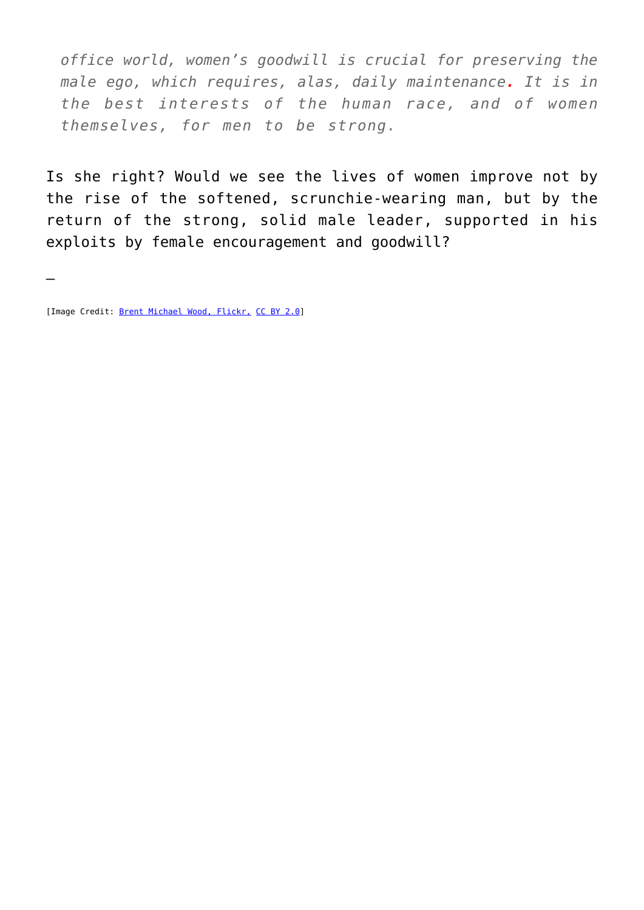> *office world, women's goodwill is crucial for preserving the male ego, which requires, alas, daily maintenance. It is in the best interests of the human race, and of women themselves, for men to be strong.*

Is she right? Would we see the lives of women improve not by the rise of the softened, scrunchie-wearing man, but by the return of the strong, solid male leader, supported in his exploits by female encouragement and goodwill?

—

[Image Credit: Brent Michael Wood, Flickr, CC BY 2.0]